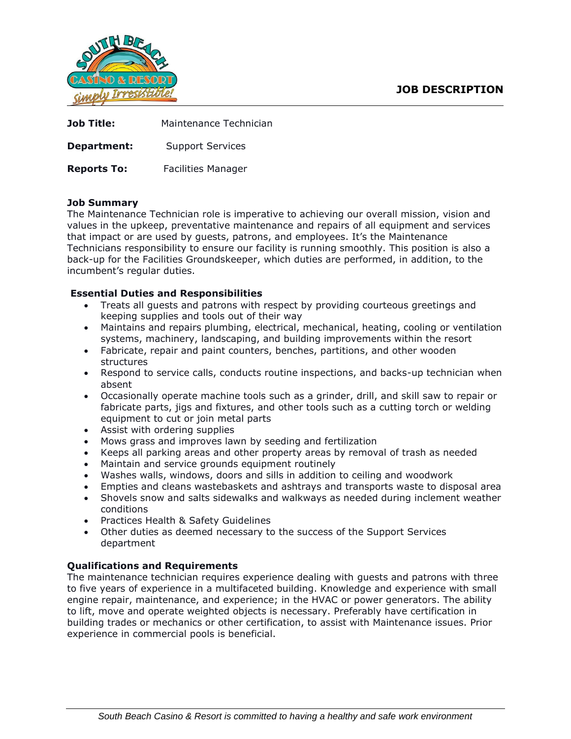# JOB DESCRIPTION

**Job Title:** Maintenance Technician

**Department:** Support Services

**Reports To:** Facilities Manager

**Job Summary**

The Maintenance Technician role is imperative to achieving our overall mission, vision and values in the upkeep, preventative maintenance and repairs of all equipment and services that impact or are used by guests, patrons, and employees. It's the Maintenance Technicians responsibility to ensure our facility is running smoothly. This position is also a back-up for the Facilities Groundskeeper, which duties are performed, in addition, to the incumbent's regular duties.

**Essential Duties and Responsibilities**

- Treats all guests and patrons with respect by providing courteous greetings and keeping supplies and tools out of their way
- Maintains and repairs plumbing, electrical, mechanical, heating, cooling or ventilation systems, machinery, landscaping, and building improvements within the resort
- Fabricate, repair and paint counters, benches, partitions, and other wooden structures
- Respond to service calls, conducts routine inspections, and backs-up technician when absent
- Occasionally operate machine tools such as a grinder, drill, and skill saw to repair or fabricate parts, jigs and fixtures, and other tools such as a cutting torch or welding equipment to cut or join metal parts
- Assist with ordering supplies
- Mows grass and improves lawn by seeding and fertilization
- Keeps all parking areas and other property areas by removal of trash as needed
- Maintain and service grounds equipment routinely
- Washes walls, windows, doors and sills in addition to ceiling and woodwork
- Empties and cleans wastebaskets and ashtrays and transports waste to disposal area
- Shovels snow and salts sidewalks and walkways as needed during inclement weather conditions
- Practices Health & Safety Guidelines
- Other duties as deemed necessary to the success of the Support Services department

**Qualifications and Requirements**

The maintenance technician requires experience dealing with guests and patrons with three to five years of experience in a multifaceted building. Knowledge and experience with small engine repair, maintenance, and experience; in the HVAC or power generators. The ability to lift, move and operate weighted objects is necessary. Preferably have certification in building trades or mechanics or other certification, to assist with Maintenance issues. Prior experience in commercial pools is beneficial.

*South Beach Casino & Resort is committed to having a healthy and safe work environment*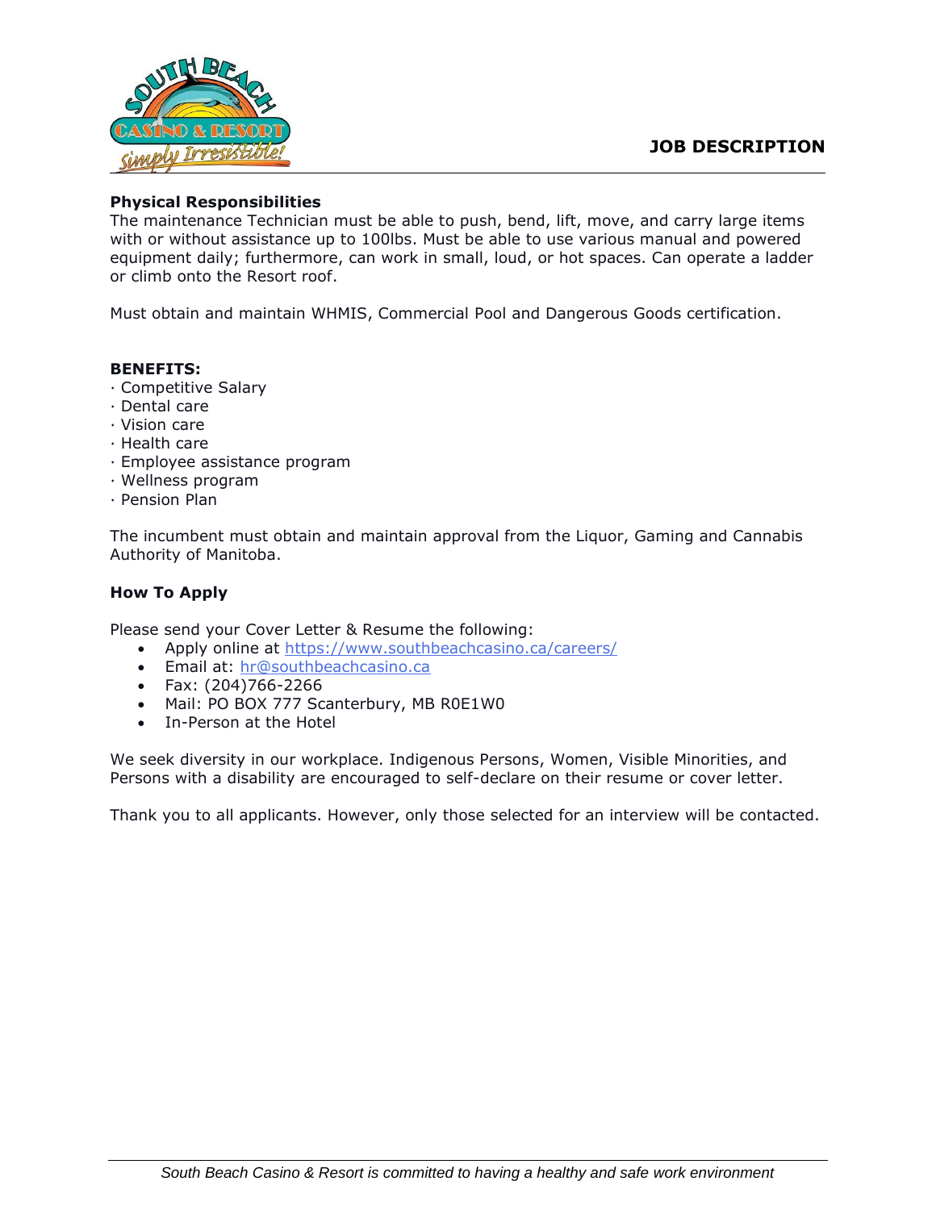**Physical Responsibilities**

The maintenance Technician must be able to push, bend, lift, move, and carry large items with or without assistance up to 100lbs. Must be able to use various manual and powered equipment daily; furthermore, can work in small, loud, or hot spaces. Can operate a ladder or climb onto the Resort roof.

Must obtain and maintain WHMIS, Commercial Pool and Dangerous Goods certification.

**BENEFITS:**

- Competitive Salary
- Dental care
- Vision care
- Health care
- Employee assistance program
- Wellness program
- Pension Plan

The incumbent must obtain and maintain approval from the Liquor, Gaming and Cannabis Authority of Manitoba.

**How To Apply**

Please send your Cover Letter & Resume the following:

- Apply online at https://www.southbeachcasino.ca/careers/
- Email at: hr@southbeachcasino.ca
- Fax: (204)766-2266
- Mail: PO BOX 777 Scanterbury, MB R0E1W0
- In-Person at the Hotel

We seek diversity in our workplace. Indigenous Persons, Women, Visible Minorities, and Persons with a disability are encouraged to self-declare on their resume or cover letter.

Thank you to all applicants. However, only those selected for an interview will be contacted.